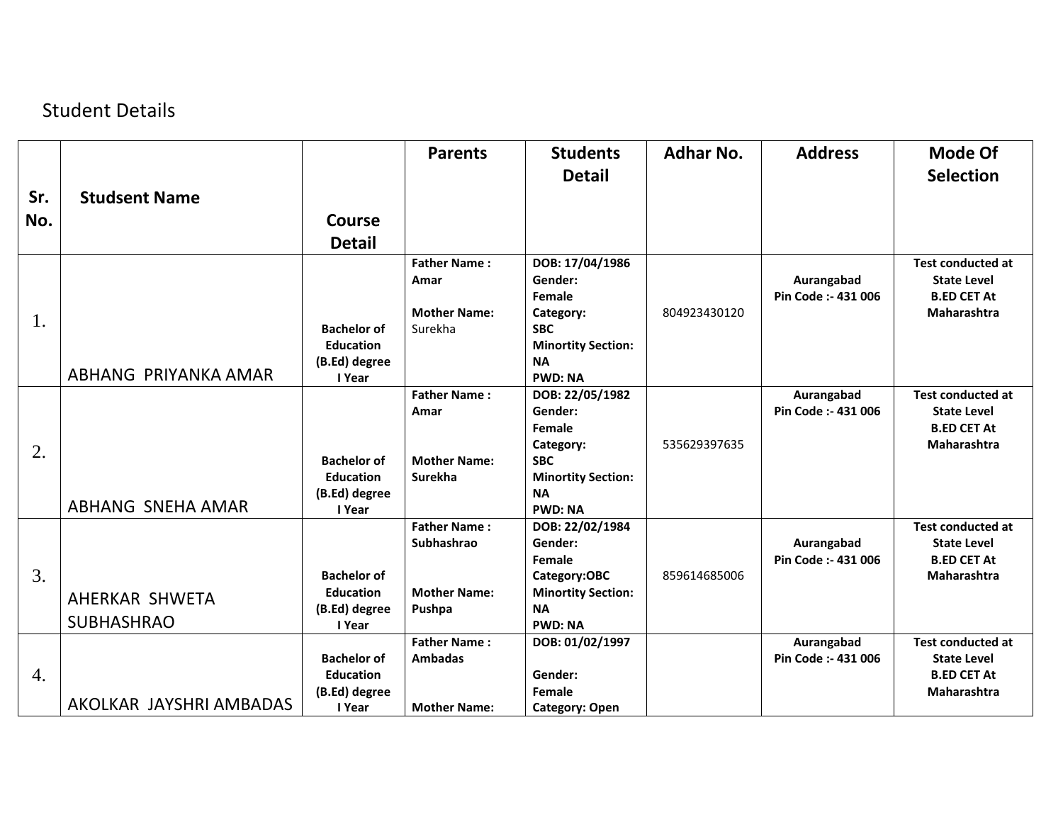Student Details

| Sr. No. | Studsent Name | Course Detail | Parents | Students Detail | Adhar No. | Address | Mode Of Selection |
|---|---|---|---|---|---|---|---|
| 1. | ABHANG PRIYANKA AMAR | **Bachelor of Education (B.Ed) degree I Year** | **Father Name : Amar**<br><br>**Mother Name:** Surekha | **DOB: 17/04/1986**<br>**Gender: Female**<br>**Category: SBC**<br>**Minortity Section: NA**<br>**PWD: NA** | 804923430120 | **Aurangabad Pin Code :- 431 006** | **Test conducted at State Level B.ED CET At Maharashtra** |
| 2. | ABHANG SNEHA AMAR | **Bachelor of Education (B.Ed) degree I Year** | **Father Name : Amar**<br><br>**Mother Name: Surekha** | **DOB: 22/05/1982**<br>**Gender: Female**<br>**Category: SBC**<br>**Minortity Section: NA**<br>**PWD: NA** | 535629397635 | **Aurangabad Pin Code :- 431 006** | **Test conducted at State Level B.ED CET At Maharashtra** |
| 3. | AHERKAR SHWETA SUBHASHRAO | **Bachelor of Education (B.Ed) degree I Year** | **Father Name : Subhashrao**<br><br>**Mother Name: Pushpa** | **DOB: 22/02/1984**<br>**Gender: Female**<br>**Category:OBC**<br>**Minortity Section: NA**<br>**PWD: NA** | 859614685006 | **Aurangabad Pin Code :- 431 006** | **Test conducted at State Level B.ED CET At Maharashtra** |
| 4. | AKOLKAR JAYSHRI AMBADAS | **Bachelor of Education (B.Ed) degree I Year** | **Father Name : Ambadas**<br><br>**Mother Name:** | **DOB: 01/02/1997**<br><br>**Gender: Female**<br>**Category: Open** | | **Aurangabad Pin Code :- 431 006** | **Test conducted at State Level B.ED CET At Maharashtra** |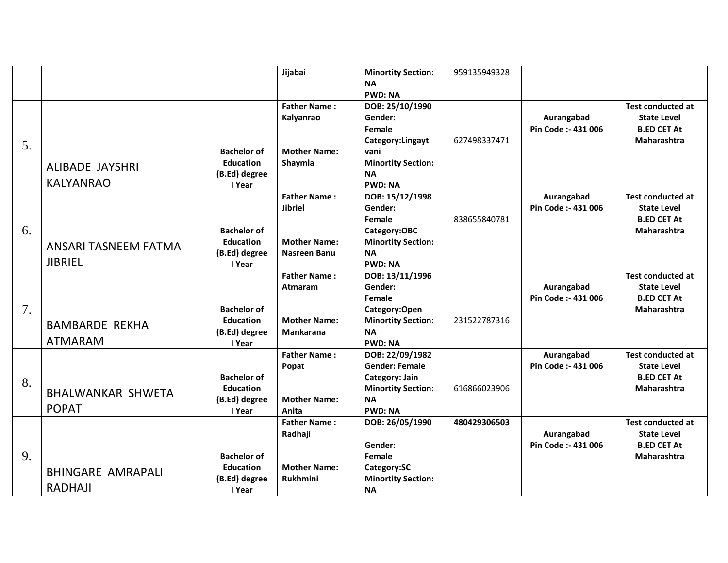|  |  |  | Jijabai | **Minortity Section: NA**<br>**PWD: NA** | 959135949328 |  |  |
|---|---|---|---|---|---|---|---|
| 5. | ALIBADE JAYSHRI KALYANRAO | **Bachelor of Education (B.Ed) degree I Year** | **Father Name : Kalyanrao**<br><br>**Mother Name: Shaymla** | **DOB: 25/10/1990**<br>**Gender: Female**<br>**Category:Lingayt vani**<br>**Minortity Section: NA**<br>**PWD: NA** | 627498337471 | **Aurangabad Pin Code :- 431 006** | **Test conducted at State Level B.ED CET At Maharashtra** |
| 6. | ANSARI TASNEEM FATMA JIBRIEL | **Bachelor of Education (B.Ed) degree I Year** | **Father Name : Jibriel**<br><br>**Mother Name: Nasreen Banu** | **DOB: 15/12/1998**<br>**Gender: Female**<br>**Category:OBC**<br>**Minortity Section: NA**<br>**PWD: NA** | 838655840781 | **Aurangabad Pin Code :- 431 006** | **Test conducted at State Level B.ED CET At Maharashtra** |
| 7. | BAMBARDE REKHA ATMARAM | **Bachelor of Education (B.Ed) degree I Year** | **Father Name : Atmaram**<br><br>**Mother Name: Mankarana** | **DOB: 13/11/1996**<br>**Gender: Female**<br>**Category:Open**<br>**Minortity Section: NA**<br>**PWD: NA** | 231522787316 | **Aurangabad Pin Code :- 431 006** | **Test conducted at State Level B.ED CET At Maharashtra** |
| 8. | BHALWANKAR SHWETA POPAT | **Bachelor of Education (B.Ed) degree I Year** | **Father Name : Popat**<br><br>**Mother Name: Anita** | **DOB: 22/09/1982**<br>**Gender: Female**<br>**Category: Jain**<br>**Minortity Section: NA**<br>**PWD: NA** | 616866023906 | **Aurangabad Pin Code :- 431 006** | **Test conducted at State Level B.ED CET At Maharashtra** |
| 9. | BHINGARE AMRAPALI RADHAJI | **Bachelor of Education (B.Ed) degree I Year** | **Father Name : Radhaji**<br><br>**Mother Name: Rukhmini** | **DOB: 26/05/1990**<br><br>**Gender: Female**<br>**Category:SC**<br>**Minortity Section: NA** | **480429306503** | **Aurangabad Pin Code :- 431 006** | **Test conducted at State Level B.ED CET At Maharashtra** |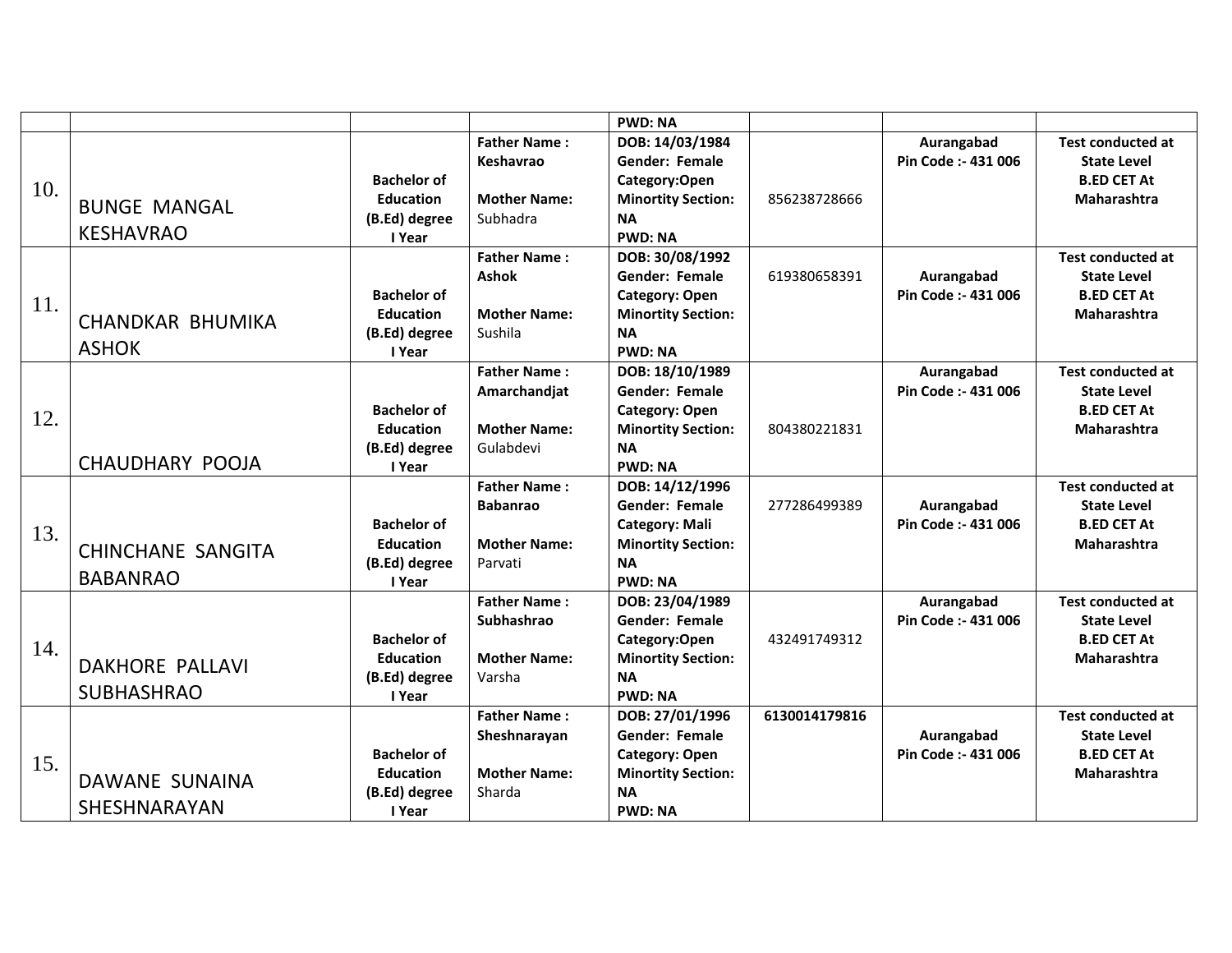| | | | | PWD: NA | | | |
|---|---|---|---|---|---|---|---|
| 10. | BUNGE MANGAL KESHAVRAO | **Bachelor of Education (B.Ed) degree I Year** | **Father Name : Keshavrao** <br> **Mother Name:** Subhadra | **DOB: 14/03/1984 Gender: Female Category:Open Minortity Section: NA PWD: NA** | 856238728666 | **Aurangabad Pin Code :- 431 006** | **Test conducted at State Level B.ED CET At Maharashtra** |
| 11. | CHANDKAR BHUMIKA ASHOK | **Bachelor of Education (B.Ed) degree I Year** | **Father Name : Ashok** <br> **Mother Name:** Sushila | **DOB: 30/08/1992 Gender: Female Category: Open Minortity Section: NA PWD: NA** | 619380658391 | **Aurangabad Pin Code :- 431 006** | **Test conducted at State Level B.ED CET At Maharashtra** |
| 12. | CHAUDHARY POOJA | **Bachelor of Education (B.Ed) degree I Year** | **Father Name : Amarchandjat** <br> **Mother Name:** Gulabdevi | **DOB: 18/10/1989 Gender: Female Category: Open Minortity Section: NA PWD: NA** | 804380221831 | **Aurangabad Pin Code :- 431 006** | **Test conducted at State Level B.ED CET At Maharashtra** |
| 13. | CHINCHANE SANGITA BABANRAO | **Bachelor of Education (B.Ed) degree I Year** | **Father Name : Babanrao** <br> **Mother Name:** Parvati | **DOB: 14/12/1996 Gender: Female Category: Mali Minortity Section: NA PWD: NA** | 277286499389 | **Aurangabad Pin Code :- 431 006** | **Test conducted at State Level B.ED CET At Maharashtra** |
| 14. | DAKHORE PALLAVI SUBHASHRAO | **Bachelor of Education (B.Ed) degree I Year** | **Father Name : Subhashrao** <br> **Mother Name:** Varsha | **DOB: 23/04/1989 Gender: Female Category:Open Minortity Section: NA PWD: NA** | 432491749312 | **Aurangabad Pin Code :- 431 006** | **Test conducted at State Level B.ED CET At Maharashtra** |
| 15. | DAWANE SUNAINA SHESHNARAYAN | **Bachelor of Education (B.Ed) degree I Year** | **Father Name : Sheshnarayan** <br> **Mother Name:** Sharda | **DOB: 27/01/1996 Gender: Female Category: Open Minortity Section: NA PWD: NA** | **6130014179816** | **Aurangabad Pin Code :- 431 006** | **Test conducted at State Level B.ED CET At Maharashtra** |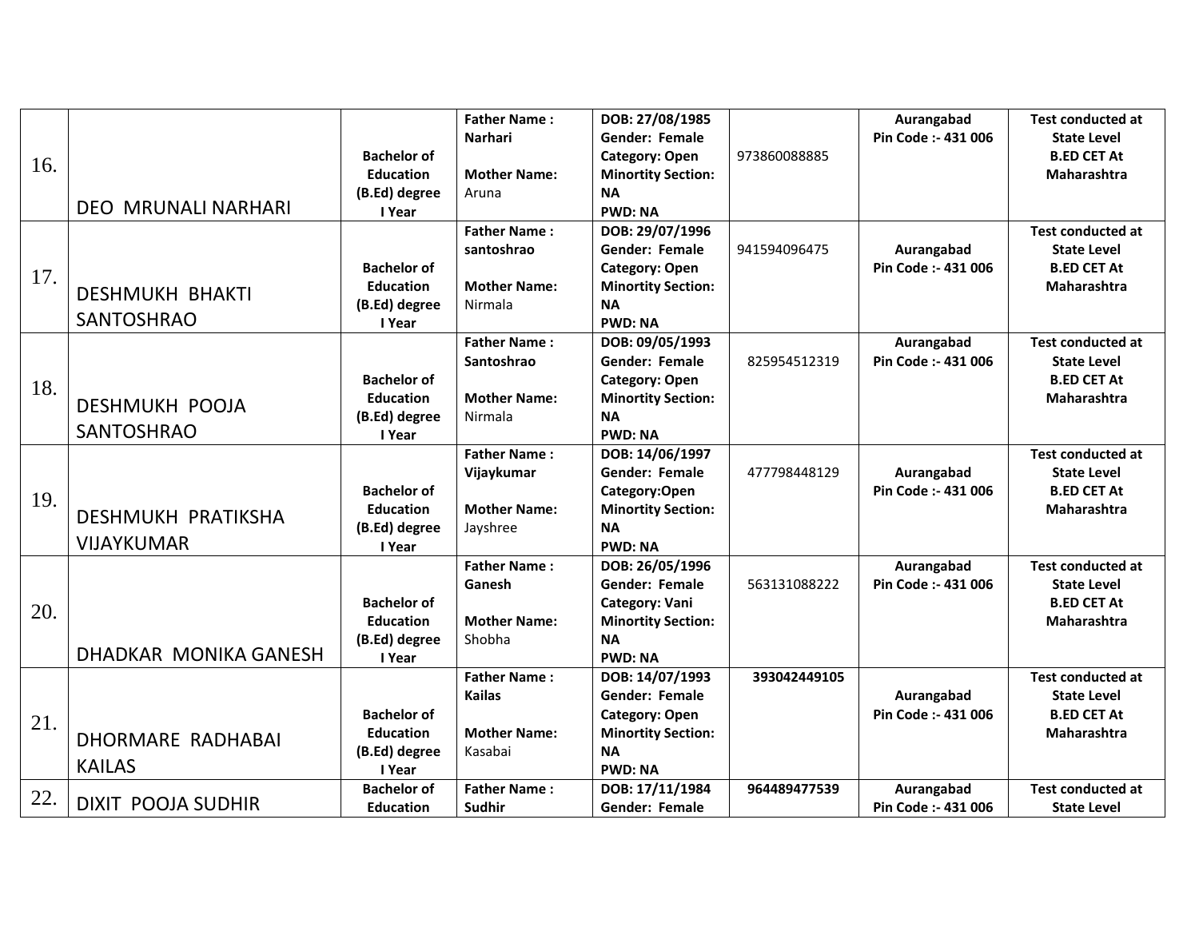| | | | | | | | |
|---|---|---|---|---|---|---|---|
| 16. | DEO MRUNALI NARHARI | **Bachelor of Education (B.Ed) degree I Year** | **Father Name :** **Narhari** **Mother Name:** Aruna | **DOB: 27/08/1985** **Gender: Female** **Category: Open** **Minortity Section: NA** **PWD: NA** | 973860088885 | **Aurangabad Pin Code :- 431 006** | **Test conducted at State Level B.ED CET At Maharashtra** |
| 17. | DESHMUKH BHAKTI SANTOSHRAO | **Bachelor of Education (B.Ed) degree I Year** | **Father Name :** **santoshrao** **Mother Name:** Nirmala | **DOB: 29/07/1996** **Gender: Female** **Category: Open** **Minortity Section: NA** **PWD: NA** | 941594096475 | **Aurangabad Pin Code :- 431 006** | **Test conducted at State Level B.ED CET At Maharashtra** |
| 18. | DESHMUKH POOJA SANTOSHRAO | **Bachelor of Education (B.Ed) degree I Year** | **Father Name :** **Santoshrao** **Mother Name:** Nirmala | **DOB: 09/05/1993** **Gender: Female** **Category: Open** **Minortity Section: NA** **PWD: NA** | 825954512319 | **Aurangabad Pin Code :- 431 006** | **Test conducted at State Level B.ED CET At Maharashtra** |
| 19. | DESHMUKH PRATIKSHA VIJAYKUMAR | **Bachelor of Education (B.Ed) degree I Year** | **Father Name :** **Vijaykumar** **Mother Name:** Jayshree | **DOB: 14/06/1997** **Gender: Female** **Category:Open** **Minortity Section: NA** **PWD: NA** | 477798448129 | **Aurangabad Pin Code :- 431 006** | **Test conducted at State Level B.ED CET At Maharashtra** |
| 20. | DHADKAR MONIKA GANESH | **Bachelor of Education (B.Ed) degree I Year** | **Father Name :** **Ganesh** **Mother Name:** Shobha | **DOB: 26/05/1996** **Gender: Female** **Category: Vani** **Minortity Section: NA** **PWD: NA** | 563131088222 | **Aurangabad Pin Code :- 431 006** | **Test conducted at State Level B.ED CET At Maharashtra** |
| 21. | DHORMARE RADHABAI KAILAS | **Bachelor of Education (B.Ed) degree I Year** | **Father Name :** **Kailas** **Mother Name:** Kasabai | **DOB: 14/07/1993** **Gender: Female** **Category: Open** **Minortity Section: NA** **PWD: NA** | **393042449105** | **Aurangabad Pin Code :- 431 006** | **Test conducted at State Level B.ED CET At Maharashtra** |
| 22. | DIXIT POOJA SUDHIR | **Bachelor of Education** | **Father Name :** **Sudhir** | **DOB: 17/11/1984** **Gender: Female** | **964489477539** | **Aurangabad Pin Code :- 431 006** | **Test conducted at State Level** |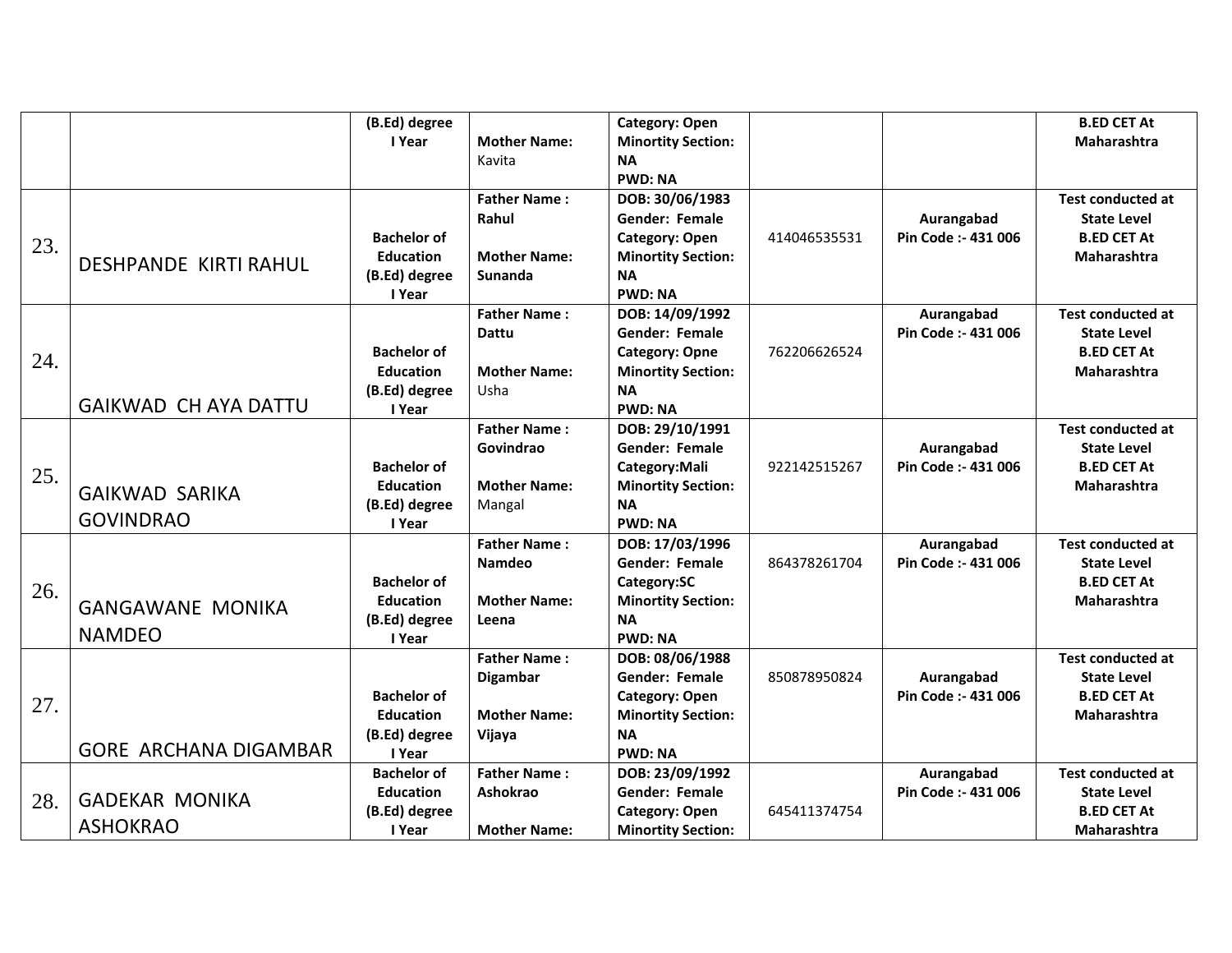| | | | | | | | |
|---|---|---|---|---|---|---|---|
| | | **(B.Ed) degree I Year** | **Mother Name:** Kavita | **Category: Open Minortity Section: NA PWD: NA** | | | **B.ED CET At Maharashtra** |
| 23. | DESHPANDE KIRTI RAHUL | **Bachelor of Education (B.Ed) degree I Year** | **Father Name : Rahul Mother Name: Sunanda** | **DOB: 30/06/1983 Gender: Female Category: Open Minortity Section: NA PWD: NA** | 414046535531 | **Aurangabad Pin Code :- 431 006** | **Test conducted at State Level B.ED CET At Maharashtra** |
| 24. | GAIKWAD CH AYA DATTU | **Bachelor of Education (B.Ed) degree I Year** | **Father Name : Dattu Mother Name:** Usha | **DOB: 14/09/1992 Gender: Female Category: Opne Minortity Section: NA PWD: NA** | 762206626524 | **Aurangabad Pin Code :- 431 006** | **Test conducted at State Level B.ED CET At Maharashtra** |
| 25. | GAIKWAD SARIKA GOVINDRAO | **Bachelor of Education (B.Ed) degree I Year** | **Father Name : Govindrao Mother Name:** Mangal | **DOB: 29/10/1991 Gender: Female Category:Mali Minortity Section: NA PWD: NA** | 922142515267 | **Aurangabad Pin Code :- 431 006** | **Test conducted at State Level B.ED CET At Maharashtra** |
| 26. | GANGAWANE MONIKA NAMDEO | **Bachelor of Education (B.Ed) degree I Year** | **Father Name : Namdeo Mother Name: Leena** | **DOB: 17/03/1996 Gender: Female Category:SC Minortity Section: NA PWD: NA** | 864378261704 | **Aurangabad Pin Code :- 431 006** | **Test conducted at State Level B.ED CET At Maharashtra** |
| 27. | GORE ARCHANA DIGAMBAR | **Bachelor of Education (B.Ed) degree I Year** | **Father Name : Digambar Mother Name: Vijaya** | **DOB: 08/06/1988 Gender: Female Category: Open Minortity Section: NA PWD: NA** | 850878950824 | **Aurangabad Pin Code :- 431 006** | **Test conducted at State Level B.ED CET At Maharashtra** |
| 28. | GADEKAR MONIKA ASHOKRAO | **Bachelor of Education (B.Ed) degree I Year** | **Father Name : Ashokrao Mother Name:** | **DOB: 23/09/1992 Gender: Female Category: Open Minortity Section:** | 645411374754 | **Aurangabad Pin Code :- 431 006** | **Test conducted at State Level B.ED CET At Maharashtra** |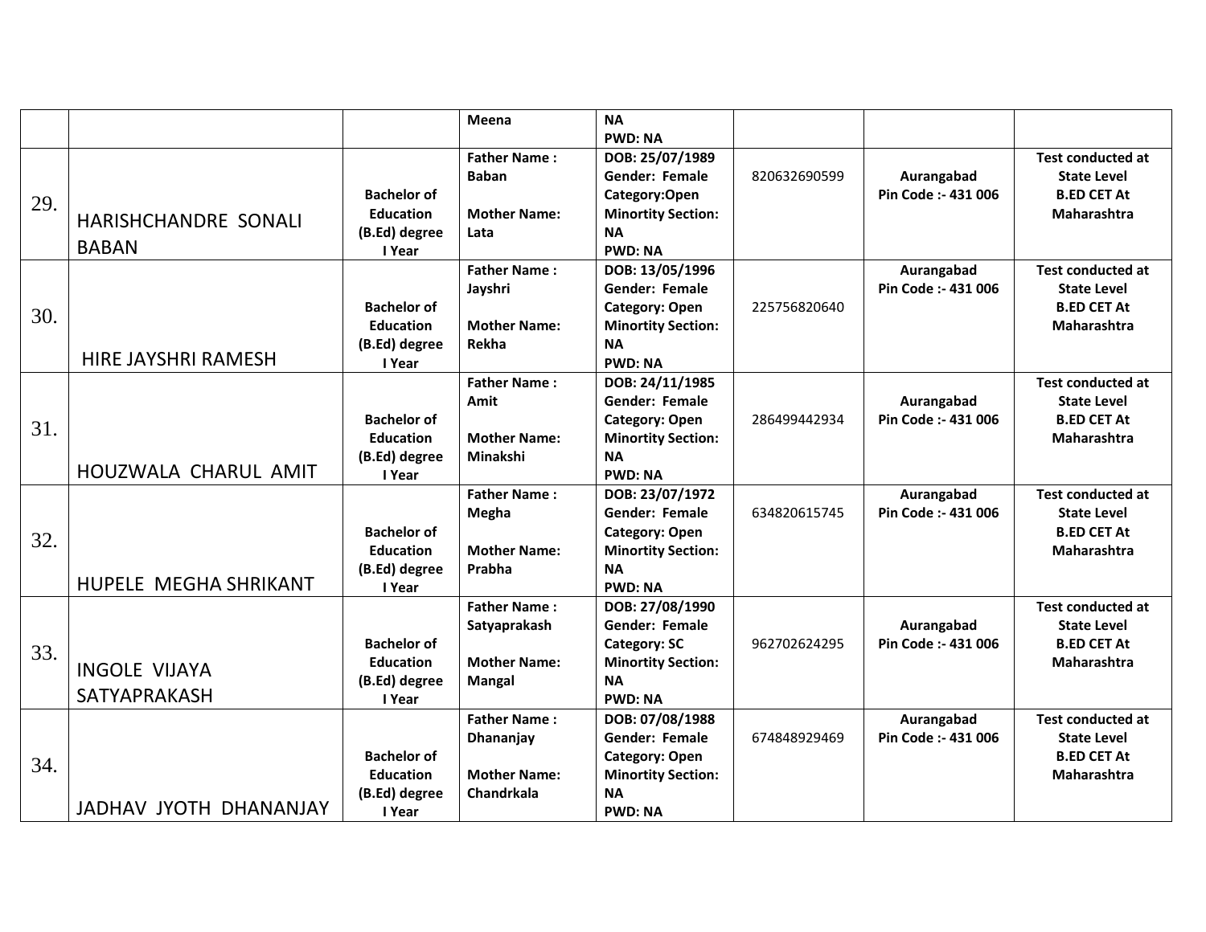| | | | | | | | |
|---|---|---|---|---|---|---|---|
| | | | Meena | NA<br>PWD: NA | | | |
| 29. | HARISHCHANDRE SONALI BABAN | Bachelor of Education (B.Ed) degree I Year | Father Name : Baban<br><br>Mother Name: Lata | DOB: 25/07/1989<br>Gender: Female<br>Category:Open<br>Minortity Section: NA<br>PWD: NA | 820632690599 | Aurangabad<br>Pin Code :- 431 006 | Test conducted at State Level B.ED CET At Maharashtra |
| 30. | HIRE JAYSHRI RAMESH | Bachelor of Education (B.Ed) degree I Year | Father Name : Jayshri<br><br>Mother Name: Rekha | DOB: 13/05/1996<br>Gender: Female<br>Category: Open<br>Minortity Section: NA<br>PWD: NA | 225756820640 | Aurangabad<br>Pin Code :- 431 006 | Test conducted at State Level B.ED CET At Maharashtra |
| 31. | HOUZWALA CHARUL AMIT | Bachelor of Education (B.Ed) degree I Year | Father Name : Amit<br><br>Mother Name: Minakshi | DOB: 24/11/1985<br>Gender: Female<br>Category: Open<br>Minortity Section: NA<br>PWD: NA | 286499442934 | Aurangabad<br>Pin Code :- 431 006 | Test conducted at State Level B.ED CET At Maharashtra |
| 32. | HUPELE MEGHA SHRIKANT | Bachelor of Education (B.Ed) degree I Year | Father Name : Megha<br><br>Mother Name: Prabha | DOB: 23/07/1972<br>Gender: Female<br>Category: Open<br>Minortity Section: NA<br>PWD: NA | 634820615745 | Aurangabad<br>Pin Code :- 431 006 | Test conducted at State Level B.ED CET At Maharashtra |
| 33. | INGOLE VIJAYA SATYAPRAKASH | Bachelor of Education (B.Ed) degree I Year | Father Name : Satyaprakash<br><br>Mother Name: Mangal | DOB: 27/08/1990<br>Gender: Female<br>Category: SC<br>Minortity Section: NA<br>PWD: NA | 962702624295 | Aurangabad<br>Pin Code :- 431 006 | Test conducted at State Level B.ED CET At Maharashtra |
| 34. | JADHAV JYOTH DHANANJAY | Bachelor of Education (B.Ed) degree I Year | Father Name : Dhananjay<br><br>Mother Name: Chandrkala | DOB: 07/08/1988<br>Gender: Female<br>Category: Open<br>Minortity Section: NA<br>PWD: NA | 674848929469 | Aurangabad<br>Pin Code :- 431 006 | Test conducted at State Level B.ED CET At Maharashtra |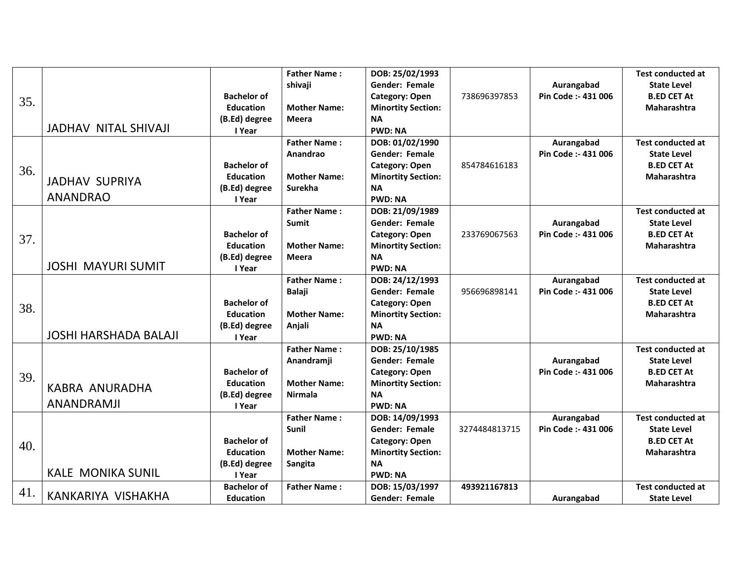| | | | | | | | |
|---|---|---|---|---|---|---|---|
| 35. | JADHAV NITAL SHIVAJI | **Bachelor of Education (B.Ed) degree I Year** | **Father Name : shivaji**<br><br>**Mother Name: Meera** | **DOB: 25/02/1993 Gender: Female Category: Open Minortity Section: NA PWD: NA** | 738696397853 | **Aurangabad Pin Code :- 431 006** | **Test conducted at State Level B.ED CET At Maharashtra** |
| 36. | JADHAV SUPRIYA ANANDRAO | **Bachelor of Education (B.Ed) degree I Year** | **Father Name : Anandrao**<br><br>**Mother Name: Surekha** | **DOB: 01/02/1990 Gender: Female Category: Open Minortity Section: NA PWD: NA** | 854784616183 | **Aurangabad Pin Code :- 431 006** | **Test conducted at State Level B.ED CET At Maharashtra** |
| 37. | JOSHI MAYURI SUMIT | **Bachelor of Education (B.Ed) degree I Year** | **Father Name : Sumit**<br><br>**Mother Name: Meera** | **DOB: 21/09/1989 Gender: Female Category: Open Minortity Section: NA PWD: NA** | 233769067563 | **Aurangabad Pin Code :- 431 006** | **Test conducted at State Level B.ED CET At Maharashtra** |
| 38. | JOSHI HARSHADA BALAJI | **Bachelor of Education (B.Ed) degree I Year** | **Father Name : Balaji**<br><br>**Mother Name: Anjali** | **DOB: 24/12/1993 Gender: Female Category: Open Minortity Section: NA PWD: NA** | 956696898141 | **Aurangabad Pin Code :- 431 006** | **Test conducted at State Level B.ED CET At Maharashtra** |
| 39. | KABRA ANURADHA ANANDRAMJI | **Bachelor of Education (B.Ed) degree I Year** | **Father Name : Anandramji**<br><br>**Mother Name: Nirmala** | **DOB: 25/10/1985 Gender: Female Category: Open Minortity Section: NA PWD: NA** | | **Aurangabad Pin Code :- 431 006** | **Test conducted at State Level B.ED CET At Maharashtra** |
| 40. | KALE MONIKA SUNIL | **Bachelor of Education (B.Ed) degree I Year** | **Father Name : Sunil**<br><br>**Mother Name: Sangita** | **DOB: 14/09/1993 Gender: Female Category: Open Minortity Section: NA PWD: NA** | 3274484813715 | **Aurangabad Pin Code :- 431 006** | **Test conducted at State Level B.ED CET At Maharashtra** |
| 41. | KANKARIYA VISHAKHA | **Bachelor of Education** | **Father Name :** | **DOB: 15/03/1997 Gender: Female** | **493921167813** | **Aurangabad** | **Test conducted at State Level** |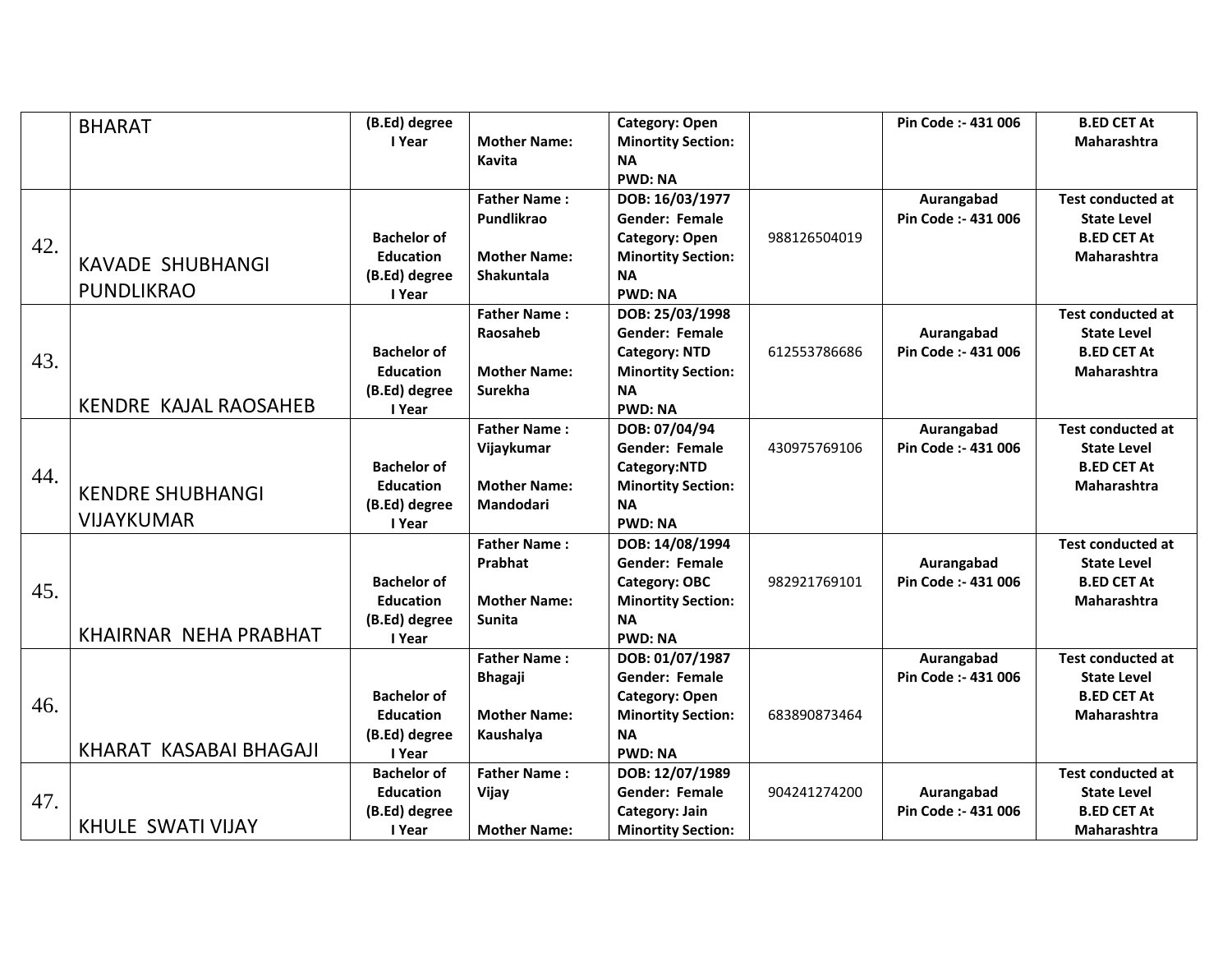| | | | | | | | |
|---|---|---|---|---|---|---|---|
| | BHARAT | **(B.Ed) degree I Year** | **Mother Name: Kavita** | **Category: Open Minortity Section: NA PWD: NA** | | **Pin Code :- 431 006** | **B.ED CET At Maharashtra** |
| 42. | KAVADE SHUBHANGI PUNDLIKRAO | **Bachelor of Education (B.Ed) degree I Year** | **Father Name : Pundlikrao Mother Name: Shakuntala** | **DOB: 16/03/1977 Gender: Female Category: Open Minortity Section: NA PWD: NA** | 988126504019 | **Aurangabad Pin Code :- 431 006** | **Test conducted at State Level B.ED CET At Maharashtra** |
| 43. | KENDRE KAJAL RAOSAHEB | **Bachelor of Education (B.Ed) degree I Year** | **Father Name : Raosaheb Mother Name: Surekha** | **DOB: 25/03/1998 Gender: Female Category: NTD Minortity Section: NA PWD: NA** | 612553786686 | **Aurangabad Pin Code :- 431 006** | **Test conducted at State Level B.ED CET At Maharashtra** |
| 44. | KENDRE SHUBHANGI VIJAYKUMAR | **Bachelor of Education (B.Ed) degree I Year** | **Father Name : Vijaykumar Mother Name: Mandodari** | **DOB: 07/04/94 Gender: Female Category:NTD Minortity Section: NA PWD: NA** | 430975769106 | **Aurangabad Pin Code :- 431 006** | **Test conducted at State Level B.ED CET At Maharashtra** |
| 45. | KHAIRNAR NEHA PRABHAT | **Bachelor of Education (B.Ed) degree I Year** | **Father Name : Prabhat Mother Name: Sunita** | **DOB: 14/08/1994 Gender: Female Category: OBC Minortity Section: NA PWD: NA** | 982921769101 | **Aurangabad Pin Code :- 431 006** | **Test conducted at State Level B.ED CET At Maharashtra** |
| 46. | KHARAT KASABAI BHAGAJI | **Bachelor of Education (B.Ed) degree I Year** | **Father Name : Bhagaji Mother Name: Kaushalya** | **DOB: 01/07/1987 Gender: Female Category: Open Minortity Section: NA PWD: NA** | 683890873464 | **Aurangabad Pin Code :- 431 006** | **Test conducted at State Level B.ED CET At Maharashtra** |
| 47. | KHULE SWATI VIJAY | **Bachelor of Education (B.Ed) degree I Year** | **Father Name : Vijay Mother Name:** | **DOB: 12/07/1989 Gender: Female Category: Jain Minortity Section:** | 904241274200 | **Aurangabad Pin Code :- 431 006** | **Test conducted at State Level B.ED CET At Maharashtra** |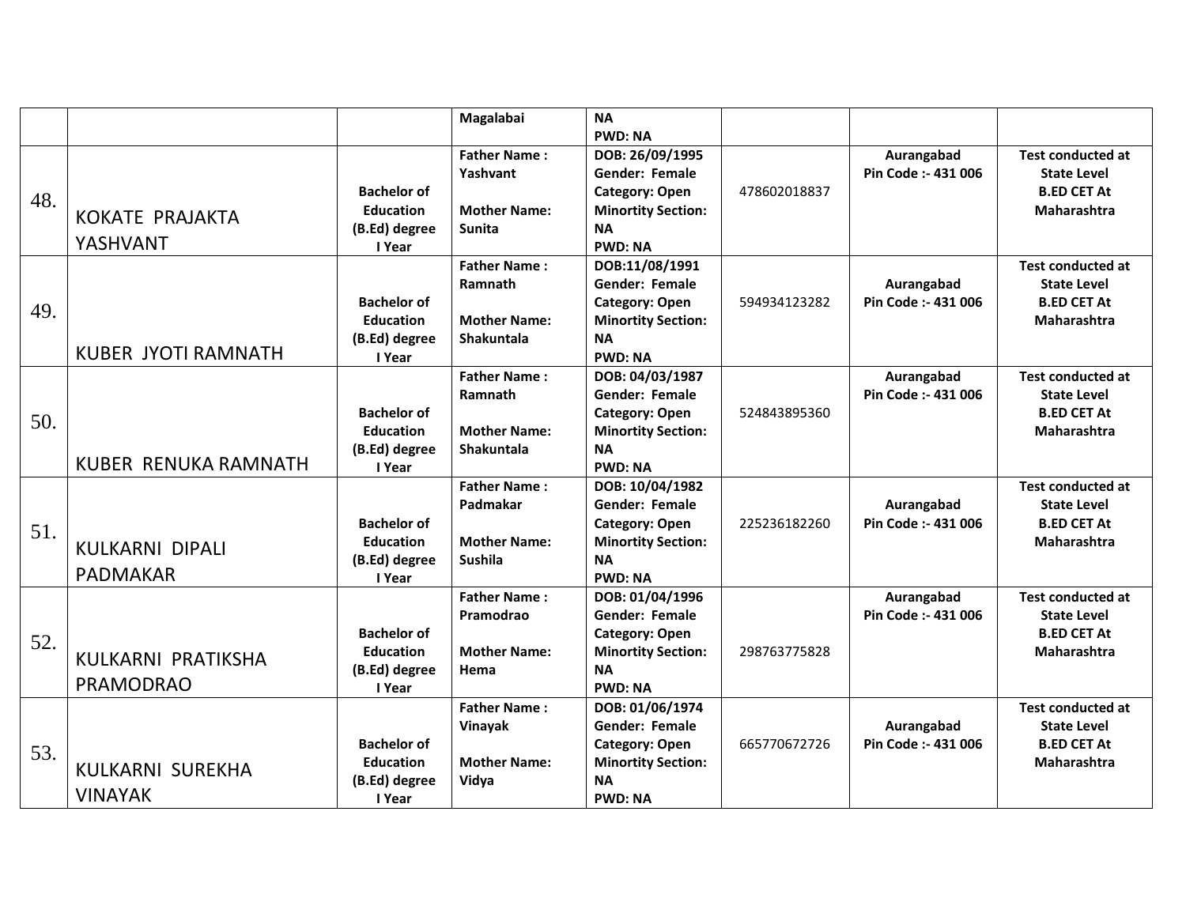| | | | | | | | |
|---|---|---|---|---|---|---|---|
| | | | **Magalabai** | **NA**<br>**PWD: NA** | | | |
| 48. | KOKATE PRAJAKTA YASHVANT | **Bachelor of Education (B.Ed) degree I Year** | **Father Name : Yashvant**<br><br>**Mother Name: Sunita** | **DOB: 26/09/1995**<br>**Gender: Female**<br>**Category: Open**<br>**Minortity Section: NA**<br>**PWD: NA** | 478602018837 | **Aurangabad**<br>**Pin Code :- 431 006** | **Test conducted at State Level B.ED CET At Maharashtra** |
| 49. | KUBER JYOTI RAMNATH | **Bachelor of Education (B.Ed) degree I Year** | **Father Name : Ramnath**<br><br>**Mother Name: Shakuntala** | **DOB:11/08/1991**<br>**Gender: Female**<br>**Category: Open**<br>**Minortity Section: NA**<br>**PWD: NA** | 594934123282 | **Aurangabad**<br>**Pin Code :- 431 006** | **Test conducted at State Level B.ED CET At Maharashtra** |
| 50. | KUBER RENUKA RAMNATH | **Bachelor of Education (B.Ed) degree I Year** | **Father Name : Ramnath**<br><br>**Mother Name: Shakuntala** | **DOB: 04/03/1987**<br>**Gender: Female**<br>**Category: Open**<br>**Minortity Section: NA**<br>**PWD: NA** | 524843895360 | **Aurangabad**<br>**Pin Code :- 431 006** | **Test conducted at State Level B.ED CET At Maharashtra** |
| 51. | KULKARNI DIPALI PADMAKAR | **Bachelor of Education (B.Ed) degree I Year** | **Father Name : Padmakar**<br><br>**Mother Name: Sushila** | **DOB: 10/04/1982**<br>**Gender: Female**<br>**Category: Open**<br>**Minortity Section: NA**<br>**PWD: NA** | 225236182260 | **Aurangabad**<br>**Pin Code :- 431 006** | **Test conducted at State Level B.ED CET At Maharashtra** |
| 52. | KULKARNI PRATIKSHA PRAMODRAO | **Bachelor of Education (B.Ed) degree I Year** | **Father Name : Pramodrao**<br><br>**Mother Name: Hema** | **DOB: 01/04/1996**<br>**Gender: Female**<br>**Category: Open**<br>**Minortity Section: NA**<br>**PWD: NA** | 298763775828 | **Aurangabad**<br>**Pin Code :- 431 006** | **Test conducted at State Level B.ED CET At Maharashtra** |
| 53. | KULKARNI SUREKHA VINAYAK | **Bachelor of Education (B.Ed) degree I Year** | **Father Name : Vinayak**<br><br>**Mother Name: Vidya** | **DOB: 01/06/1974**<br>**Gender: Female**<br>**Category: Open**<br>**Minortity Section: NA**<br>**PWD: NA** | 665770672726 | **Aurangabad**<br>**Pin Code :- 431 006** | **Test conducted at State Level B.ED CET At Maharashtra** |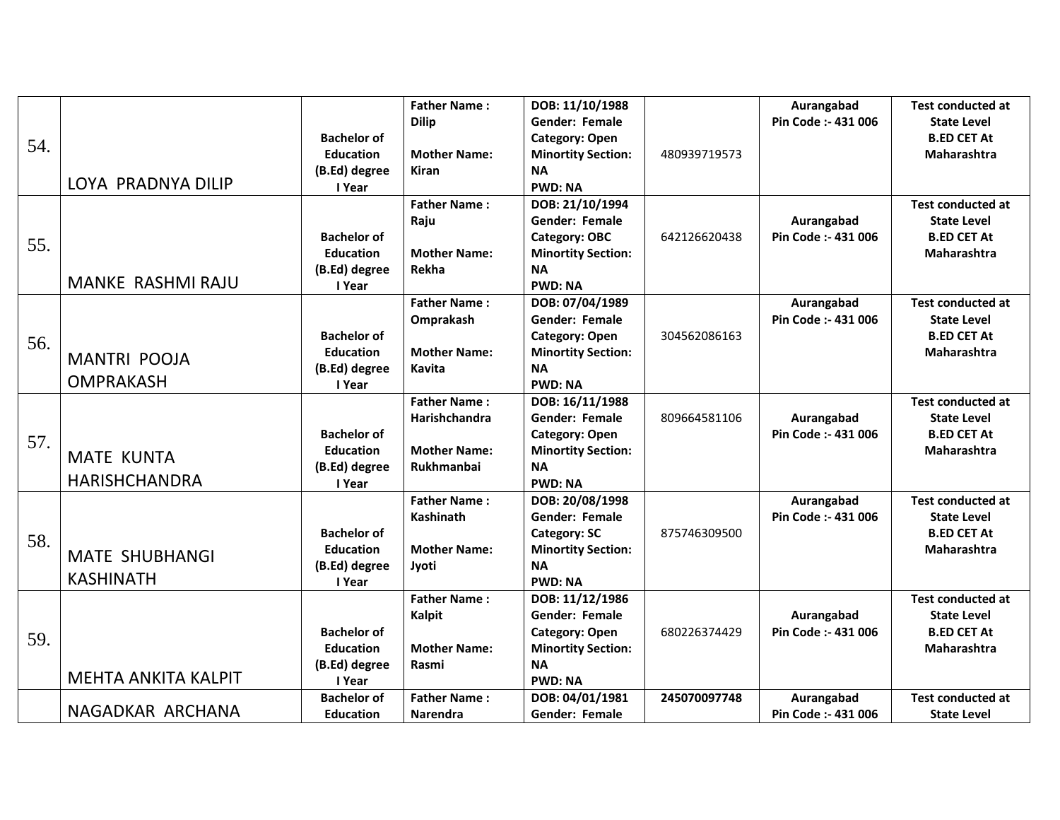| | | | | | | | |
|---|---|---|---|---|---|---|---|
| 54. | LOYA PRADNYA DILIP | **Bachelor of Education (B.Ed) degree I Year** | **Father Name : Dilip**<br><br>**Mother Name: Kiran** | **DOB: 11/10/1988**<br>**Gender: Female**<br>**Category: Open**<br>**Minortity Section: NA**<br>**PWD: NA** | 480939719573 | **Aurangabad Pin Code :- 431 006** | **Test conducted at State Level B.ED CET At Maharashtra** |
| 55. | MANKE RASHMI RAJU | **Bachelor of Education (B.Ed) degree I Year** | **Father Name : Raju**<br><br>**Mother Name: Rekha** | **DOB: 21/10/1994**<br>**Gender: Female**<br>**Category: OBC**<br>**Minortity Section: NA**<br>**PWD: NA** | 642126620438 | **Aurangabad Pin Code :- 431 006** | **Test conducted at State Level B.ED CET At Maharashtra** |
| 56. | MANTRI POOJA OMPRAKASH | **Bachelor of Education (B.Ed) degree I Year** | **Father Name : Omprakash**<br><br>**Mother Name: Kavita** | **DOB: 07/04/1989**<br>**Gender: Female**<br>**Category: Open**<br>**Minortity Section: NA**<br>**PWD: NA** | 304562086163 | **Aurangabad Pin Code :- 431 006** | **Test conducted at State Level B.ED CET At Maharashtra** |
| 57. | MATE KUNTA HARISHCHANDRA | **Bachelor of Education (B.Ed) degree I Year** | **Father Name : Harishchandra**<br><br>**Mother Name: Rukhmanbai** | **DOB: 16/11/1988**<br>**Gender: Female**<br>**Category: Open**<br>**Minortity Section: NA**<br>**PWD: NA** | 809664581106 | **Aurangabad Pin Code :- 431 006** | **Test conducted at State Level B.ED CET At Maharashtra** |
| 58. | MATE SHUBHANGI KASHINATH | **Bachelor of Education (B.Ed) degree I Year** | **Father Name : Kashinath**<br><br>**Mother Name: Jyoti** | **DOB: 20/08/1998**<br>**Gender: Female**<br>**Category: SC**<br>**Minortity Section: NA**<br>**PWD: NA** | 875746309500 | **Aurangabad Pin Code :- 431 006** | **Test conducted at State Level B.ED CET At Maharashtra** |
| 59. | MEHTA ANKITA KALPIT | **Bachelor of Education (B.Ed) degree I Year** | **Father Name : Kalpit**<br><br>**Mother Name: Rasmi** | **DOB: 11/12/1986**<br>**Gender: Female**<br>**Category: Open**<br>**Minortity Section: NA**<br>**PWD: NA** | 680226374429 | **Aurangabad Pin Code :- 431 006** | **Test conducted at State Level B.ED CET At Maharashtra** |
| | NAGADKAR ARCHANA | **Bachelor of Education** | **Father Name : Narendra** | **DOB: 04/01/1981**<br>**Gender: Female** | **245070097748** | **Aurangabad Pin Code :- 431 006** | **Test conducted at State Level** |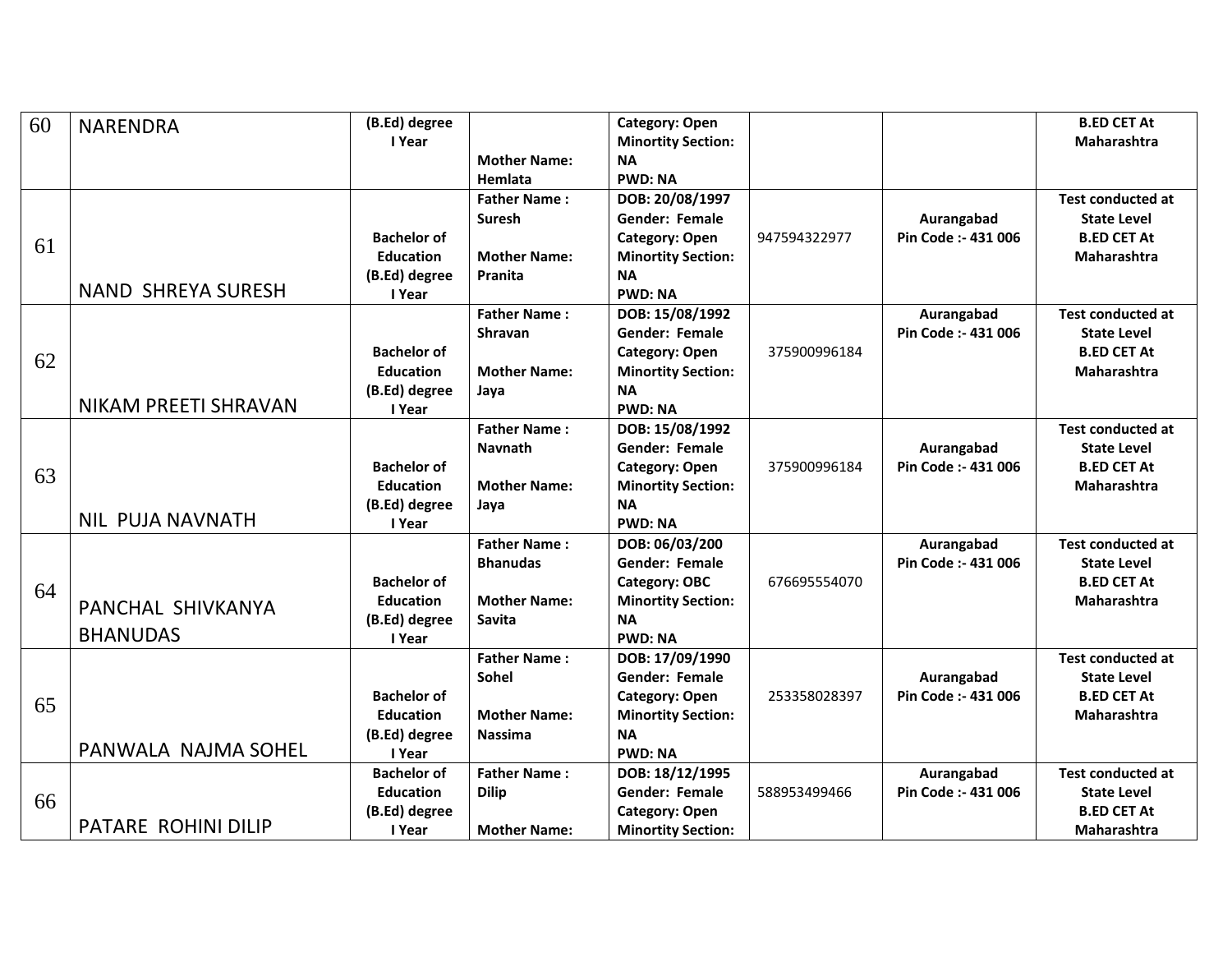| | | | | | | | |
|---|---|---|---|---|---|---|---|
| 60 | NARENDRA | **(B.Ed) degree I Year** | **Mother Name: Hemlata** | **Category: Open Minortity Section: NA PWD: NA** | | | **B.ED CET At Maharashtra** |
| 61 | NAND SHREYA SURESH | **Bachelor of Education (B.Ed) degree I Year** | **Father Name : Suresh Mother Name: Pranita** | **DOB: 20/08/1997 Gender: Female Category: Open Minortity Section: NA PWD: NA** | 947594322977 | **Aurangabad Pin Code :- 431 006** | **Test conducted at State Level B.ED CET At Maharashtra** |
| 62 | NIKAM PREETI SHRAVAN | **Bachelor of Education (B.Ed) degree I Year** | **Father Name : Shravan Mother Name: Jaya** | **DOB: 15/08/1992 Gender: Female Category: Open Minortity Section: NA PWD: NA** | 375900996184 | **Aurangabad Pin Code :- 431 006** | **Test conducted at State Level B.ED CET At Maharashtra** |
| 63 | NIL PUJA NAVNATH | **Bachelor of Education (B.Ed) degree I Year** | **Father Name : Navnath Mother Name: Jaya** | **DOB: 15/08/1992 Gender: Female Category: Open Minortity Section: NA PWD: NA** | 375900996184 | **Aurangabad Pin Code :- 431 006** | **Test conducted at State Level B.ED CET At Maharashtra** |
| 64 | PANCHAL SHIVKANYA BHANUDAS | **Bachelor of Education (B.Ed) degree I Year** | **Father Name : Bhanudas Mother Name: Savita** | **DOB: 06/03/200 Gender: Female Category: OBC Minortity Section: NA PWD: NA** | 676695554070 | **Aurangabad Pin Code :- 431 006** | **Test conducted at State Level B.ED CET At Maharashtra** |
| 65 | PANWALA NAJMA SOHEL | **Bachelor of Education (B.Ed) degree I Year** | **Father Name : Sohel Mother Name: Nassima** | **DOB: 17/09/1990 Gender: Female Category: Open Minortity Section: NA PWD: NA** | 253358028397 | **Aurangabad Pin Code :- 431 006** | **Test conducted at State Level B.ED CET At Maharashtra** |
| 66 | PATARE ROHINI DILIP | **Bachelor of Education (B.Ed) degree I Year** | **Father Name : Dilip Mother Name:** | **DOB: 18/12/1995 Gender: Female Category: Open Minortity Section:** | 588953499466 | **Aurangabad Pin Code :- 431 006** | **Test conducted at State Level B.ED CET At Maharashtra** |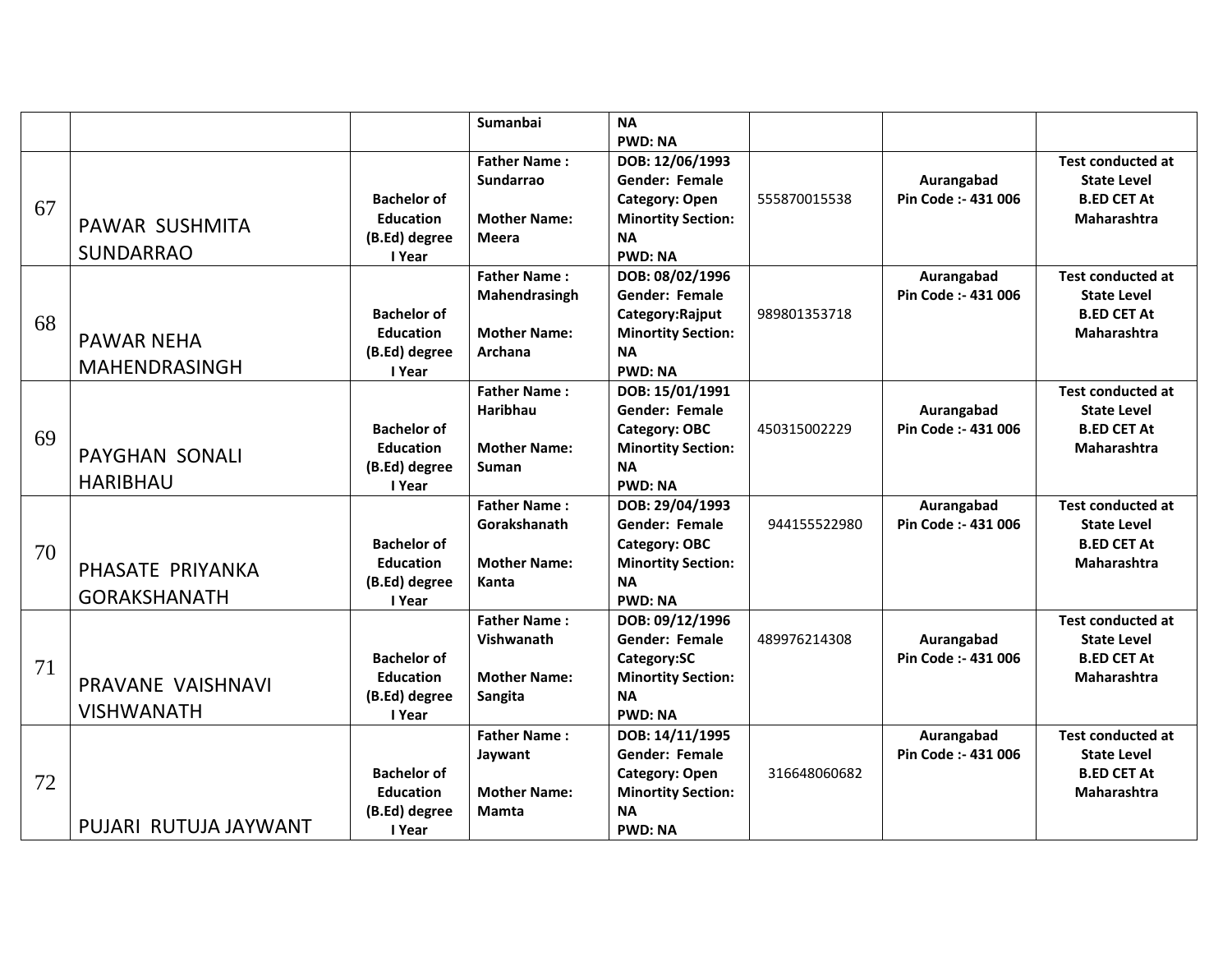|  |  |  | Sumanbai | NA<br>PWD: NA |  |  |  |
|---|---|---|---|---|---|---|---|
| 67 | PAWAR SUSHMITA SUNDARRAO | Bachelor of Education (B.Ed) degree I Year | Father Name : Sundarrao<br><br>Mother Name: Meera | DOB: 12/06/1993<br>Gender: Female<br>Category: Open<br>Minortity Section: NA<br>PWD: NA | 555870015538 | Aurangabad<br>Pin Code :- 431 006 | Test conducted at State Level B.ED CET At Maharashtra |
| 68 | PAWAR NEHA MAHENDRASINGH | Bachelor of Education (B.Ed) degree I Year | Father Name : Mahendrasingh<br><br>Mother Name: Archana | DOB: 08/02/1996<br>Gender: Female<br>Category:Rajput<br>Minortity Section: NA<br>PWD: NA | 989801353718 | Aurangabad<br>Pin Code :- 431 006 | Test conducted at State Level B.ED CET At Maharashtra |
| 69 | PAYGHAN SONALI HARIBHAU | Bachelor of Education (B.Ed) degree I Year | Father Name : Haribhau<br><br>Mother Name: Suman | DOB: 15/01/1991<br>Gender: Female<br>Category: OBC<br>Minortity Section: NA<br>PWD: NA | 450315002229 | Aurangabad<br>Pin Code :- 431 006 | Test conducted at State Level B.ED CET At Maharashtra |
| 70 | PHASATE PRIYANKA GORAKSHANATH | Bachelor of Education (B.Ed) degree I Year | Father Name : Gorakshanath<br><br>Mother Name: Kanta | DOB: 29/04/1993<br>Gender: Female<br>Category: OBC<br>Minortity Section: NA<br>PWD: NA | 944155522980 | Aurangabad<br>Pin Code :- 431 006 | Test conducted at State Level B.ED CET At Maharashtra |
| 71 | PRAVANE VAISHNAVI VISHWANATH | Bachelor of Education (B.Ed) degree I Year | Father Name : Vishwanath<br><br>Mother Name: Sangita | DOB: 09/12/1996<br>Gender: Female<br>Category:SC<br>Minortity Section: NA<br>PWD: NA | 489976214308 | Aurangabad<br>Pin Code :- 431 006 | Test conducted at State Level B.ED CET At Maharashtra |
| 72 | PUJARI RUTUJA JAYWANT | Bachelor of Education (B.Ed) degree I Year | Father Name : Jaywant<br><br>Mother Name: Mamta | DOB: 14/11/1995<br>Gender: Female<br>Category: Open<br>Minortity Section: NA<br>PWD: NA | 316648060682 | Aurangabad<br>Pin Code :- 431 006 | Test conducted at State Level B.ED CET At Maharashtra |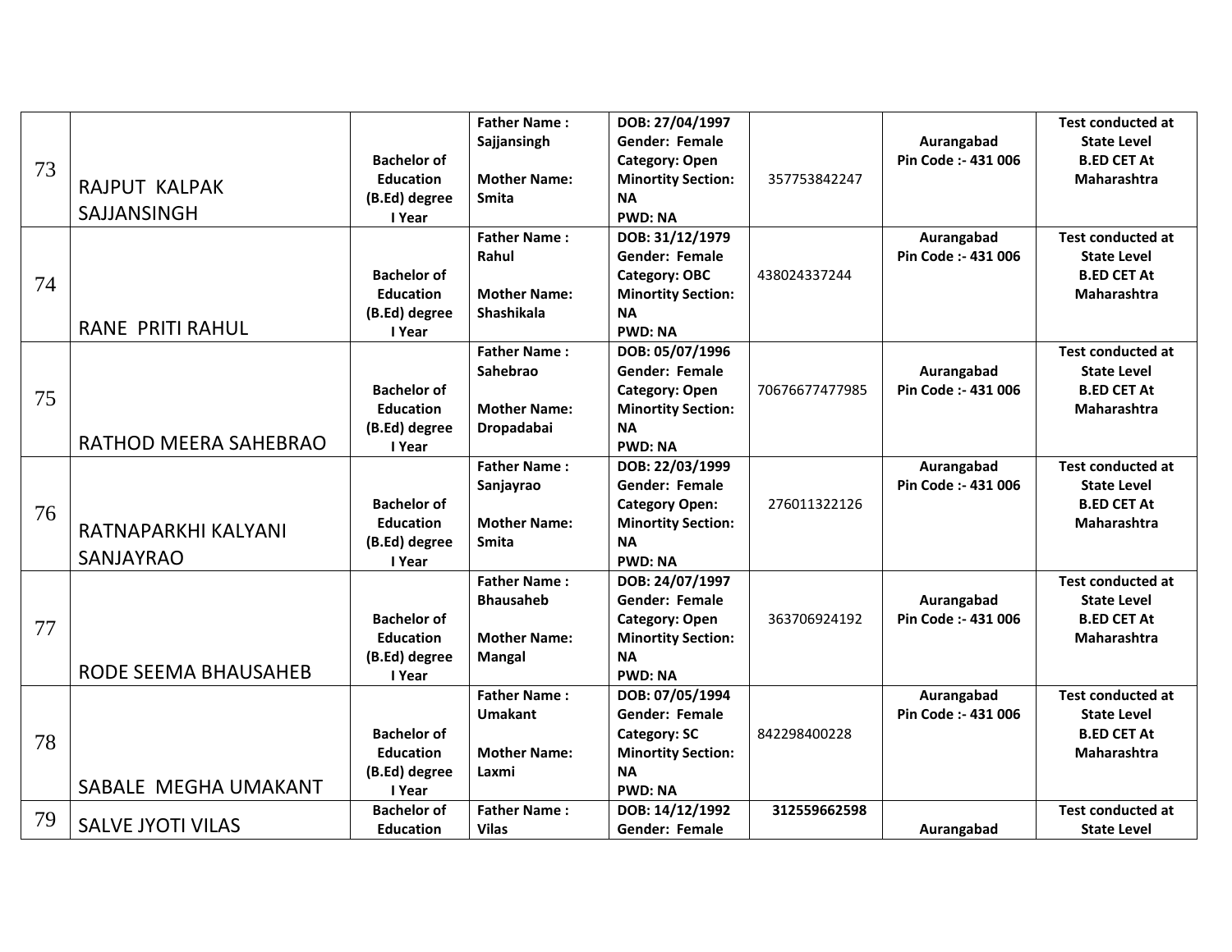| 73 | RAJPUT KALPAK SAJJANSINGH | **Bachelor of Education (B.Ed) degree I Year** | **Father Name : Sajjansingh**<br><br>**Mother Name: Smita** | **DOB: 27/04/1997**<br>**Gender: Female**<br>**Category: Open**<br>**Minortity Section: NA**<br>**PWD: NA** | 357753842247 | **Aurangabad Pin Code :- 431 006** | **Test conducted at State Level B.ED CET At Maharashtra** |
|---|---|---|---|---|---|---|---|
| 74 | RANE PRITI RAHUL | **Bachelor of Education (B.Ed) degree I Year** | **Father Name : Rahul**<br><br>**Mother Name: Shashikala** | **DOB: 31/12/1979**<br>**Gender: Female**<br>**Category: OBC**<br>**Minortity Section: NA**<br>**PWD: NA** | 438024337244 | **Aurangabad Pin Code :- 431 006** | **Test conducted at State Level B.ED CET At Maharashtra** |
| 75 | RATHOD MEERA SAHEBRAO | **Bachelor of Education (B.Ed) degree I Year** | **Father Name : Sahebrao**<br><br>**Mother Name: Dropadabai** | **DOB: 05/07/1996**<br>**Gender: Female**<br>**Category: Open**<br>**Minortity Section: NA**<br>**PWD: NA** | 70676677477985 | **Aurangabad Pin Code :- 431 006** | **Test conducted at State Level B.ED CET At Maharashtra** |
| 76 | RATNAPARKHI KALYANI SANJAYRAO | **Bachelor of Education (B.Ed) degree I Year** | **Father Name : Sanjayrao**<br><br>**Mother Name: Smita** | **DOB: 22/03/1999**<br>**Gender: Female**<br>**Category Open:**<br>**Minortity Section: NA**<br>**PWD: NA** | 276011322126 | **Aurangabad Pin Code :- 431 006** | **Test conducted at State Level B.ED CET At Maharashtra** |
| 77 | RODE SEEMA BHAUSAHEB | **Bachelor of Education (B.Ed) degree I Year** | **Father Name : Bhausaheb**<br><br>**Mother Name: Mangal** | **DOB: 24/07/1997**<br>**Gender: Female**<br>**Category: Open**<br>**Minortity Section: NA**<br>**PWD: NA** | 363706924192 | **Aurangabad Pin Code :- 431 006** | **Test conducted at State Level B.ED CET At Maharashtra** |
| 78 | SABALE MEGHA UMAKANT | **Bachelor of Education (B.Ed) degree I Year** | **Father Name : Umakant**<br><br>**Mother Name: Laxmi** | **DOB: 07/05/1994**<br>**Gender: Female**<br>**Category: SC**<br>**Minortity Section: NA**<br>**PWD: NA** | 842298400228 | **Aurangabad Pin Code :- 431 006** | **Test conducted at State Level B.ED CET At Maharashtra** |
| 79 | SALVE JYOTI VILAS | **Bachelor of Education** | **Father Name : Vilas** | **DOB: 14/12/1992**<br>**Gender: Female** | **312559662598** | **Aurangabad** | **Test conducted at State Level** |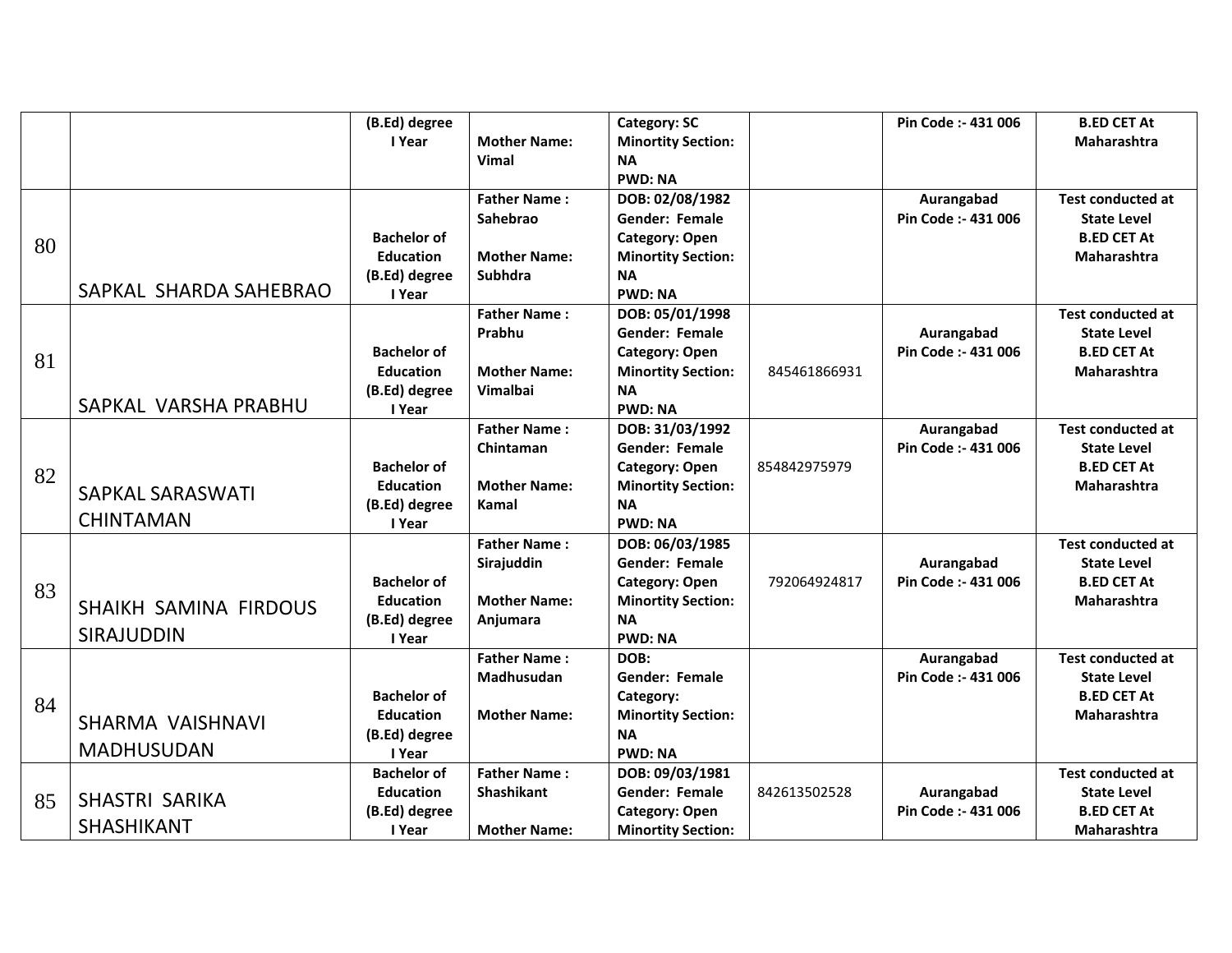| | | | | | | | |
|---|---|---|---|---|---|---|---|
| | | **(B.Ed) degree I Year** | **Mother Name: Vimal** | **Category: SC Minortity Section: NA PWD: NA** | | **Pin Code :- 431 006** | **B.ED CET At Maharashtra** |
| 80 | SAPKAL SHARDA SAHEBRAO | **Bachelor of Education (B.Ed) degree I Year** | **Father Name : Sahebrao Mother Name: Subhdra** | **DOB: 02/08/1982 Gender: Female Category: Open Minortity Section: NA PWD: NA** | | **Aurangabad Pin Code :- 431 006** | **Test conducted at State Level B.ED CET At Maharashtra** |
| 81 | SAPKAL VARSHA PRABHU | **Bachelor of Education (B.Ed) degree I Year** | **Father Name : Prabhu Mother Name: Vimalbai** | **DOB: 05/01/1998 Gender: Female Category: Open Minortity Section: NA PWD: NA** | 845461866931 | **Aurangabad Pin Code :- 431 006** | **Test conducted at State Level B.ED CET At Maharashtra** |
| 82 | SAPKAL SARASWATI CHINTAMAN | **Bachelor of Education (B.Ed) degree I Year** | **Father Name : Chintaman Mother Name: Kamal** | **DOB: 31/03/1992 Gender: Female Category: Open Minortity Section: NA PWD: NA** | 854842975979 | **Aurangabad Pin Code :- 431 006** | **Test conducted at State Level B.ED CET At Maharashtra** |
| 83 | SHAIKH SAMINA FIRDOUS SIRAJUDDIN | **Bachelor of Education (B.Ed) degree I Year** | **Father Name : Sirajuddin Mother Name: Anjumara** | **DOB: 06/03/1985 Gender: Female Category: Open Minortity Section: NA PWD: NA** | 792064924817 | **Aurangabad Pin Code :- 431 006** | **Test conducted at State Level B.ED CET At Maharashtra** |
| 84 | SHARMA VAISHNAVI MADHUSUDAN | **Bachelor of Education (B.Ed) degree I Year** | **Father Name : Madhusudan Mother Name:** | **DOB: Gender: Female Category: Minortity Section: NA PWD: NA** | | **Aurangabad Pin Code :- 431 006** | **Test conducted at State Level B.ED CET At Maharashtra** |
| 85 | SHASTRI SARIKA SHASHIKANT | **Bachelor of Education (B.Ed) degree I Year** | **Father Name : Shashikant Mother Name:** | **DOB: 09/03/1981 Gender: Female Category: Open Minortity Section:** | 842613502528 | **Aurangabad Pin Code :- 431 006** | **Test conducted at State Level B.ED CET At Maharashtra** |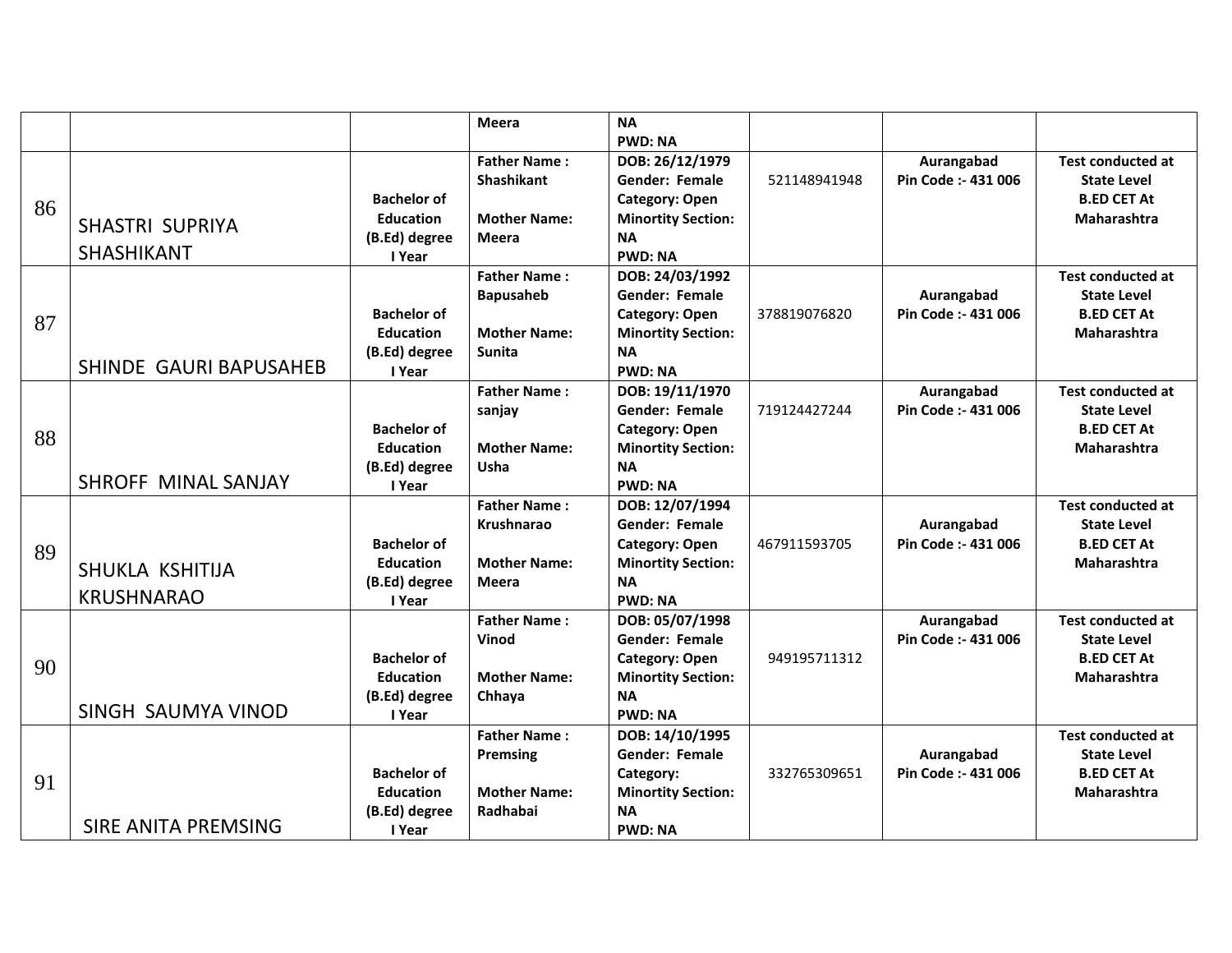| | | | | | | | |
|---|---|---|---|---|---|---|---|
| | | | Meera | NA<br>PWD: NA | | | |
| 86 | SHASTRI SUPRIYA SHASHIKANT | Bachelor of Education (B.Ed) degree I Year | Father Name : Shashikant<br><br>Mother Name: Meera | DOB: 26/12/1979<br>Gender: Female<br>Category: Open<br>Minortity Section: NA<br>PWD: NA | 521148941948 | Aurangabad<br>Pin Code :- 431 006 | Test conducted at State Level B.ED CET At Maharashtra |
| 87 | SHINDE GAURI BAPUSAHEB | Bachelor of Education (B.Ed) degree I Year | Father Name : Bapusaheb<br><br>Mother Name: Sunita | DOB: 24/03/1992<br>Gender: Female<br>Category: Open<br>Minortity Section: NA<br>PWD: NA | 378819076820 | Aurangabad<br>Pin Code :- 431 006 | Test conducted at State Level B.ED CET At Maharashtra |
| 88 | SHROFF MINAL SANJAY | Bachelor of Education (B.Ed) degree I Year | Father Name : sanjay<br><br>Mother Name: Usha | DOB: 19/11/1970<br>Gender: Female<br>Category: Open<br>Minortity Section: NA<br>PWD: NA | 719124427244 | Aurangabad<br>Pin Code :- 431 006 | Test conducted at State Level B.ED CET At Maharashtra |
| 89 | SHUKLA KSHITIJA KRUSHNARAO | Bachelor of Education (B.Ed) degree I Year | Father Name : Krushnarao<br><br>Mother Name: Meera | DOB: 12/07/1994<br>Gender: Female<br>Category: Open<br>Minortity Section: NA<br>PWD: NA | 467911593705 | Aurangabad<br>Pin Code :- 431 006 | Test conducted at State Level B.ED CET At Maharashtra |
| 90 | SINGH SAUMYA VINOD | Bachelor of Education (B.Ed) degree I Year | Father Name : Vinod<br><br>Mother Name: Chhaya | DOB: 05/07/1998<br>Gender: Female<br>Category: Open<br>Minortity Section: NA<br>PWD: NA | 949195711312 | Aurangabad<br>Pin Code :- 431 006 | Test conducted at State Level B.ED CET At Maharashtra |
| 91 | SIRE ANITA PREMSING | Bachelor of Education (B.Ed) degree I Year | Father Name : Premsing<br><br>Mother Name: Radhabai | DOB: 14/10/1995<br>Gender: Female<br>Category:<br>Minortity Section: NA<br>PWD: NA | 332765309651 | Aurangabad<br>Pin Code :- 431 006 | Test conducted at State Level B.ED CET At Maharashtra |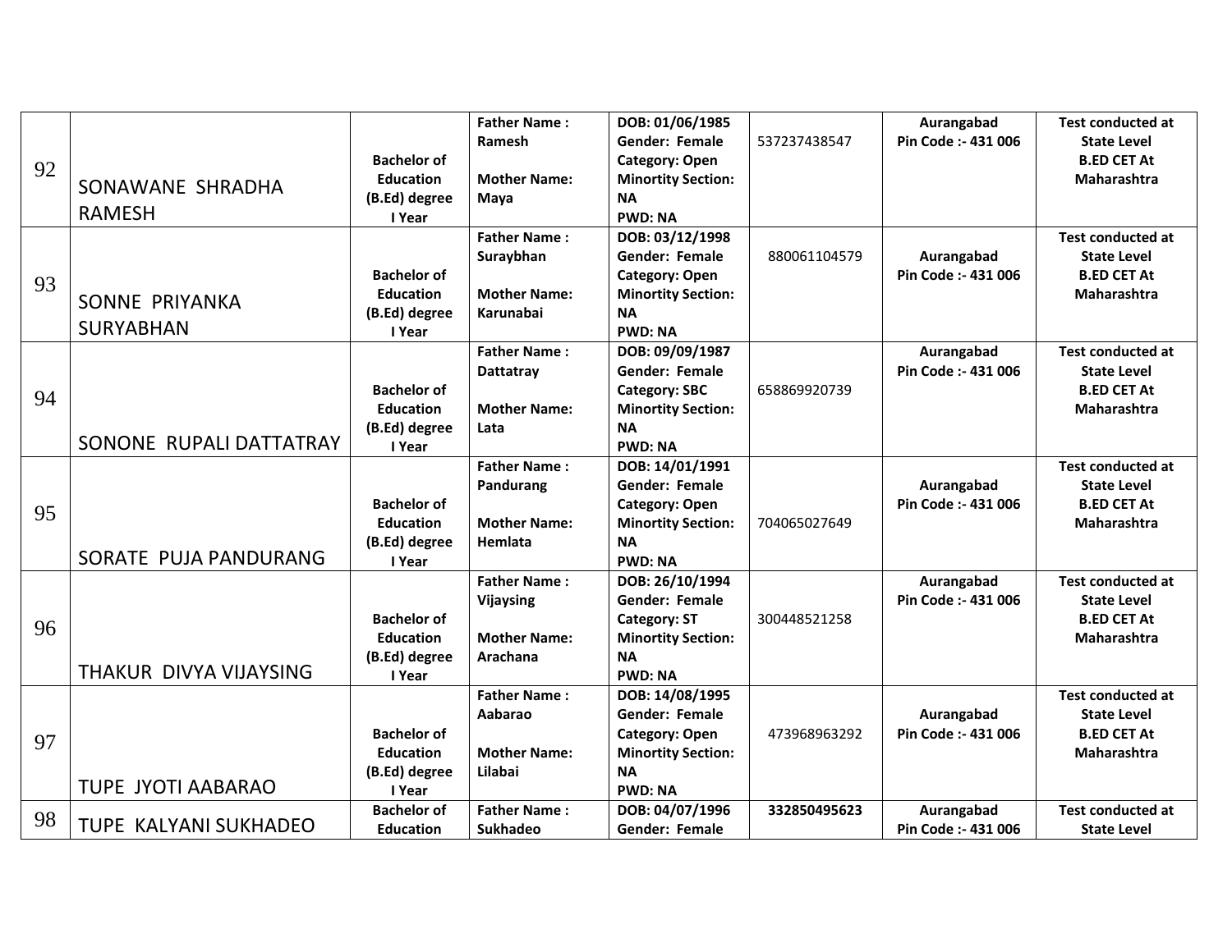| 92 | SONAWANE SHRADHA RAMESH | **Bachelor of Education (B.Ed) degree I Year** | **Father Name : Ramesh**<br><br>**Mother Name: Maya** | **DOB: 01/06/1985**<br>**Gender: Female**<br>**Category: Open**<br>**Minortity Section: NA**<br>**PWD: NA** | 537237438547 | **Aurangabad**<br>**Pin Code :- 431 006** | **Test conducted at State Level B.ED CET At Maharashtra** |
|---|---|---|---|---|---|---|---|
| 93 | SONNE PRIYANKA SURYABHAN | **Bachelor of Education (B.Ed) degree I Year** | **Father Name : Suraybhan**<br><br>**Mother Name: Karunabai** | **DOB: 03/12/1998**<br>**Gender: Female**<br>**Category: Open**<br>**Minortity Section: NA**<br>**PWD: NA** | 880061104579 | **Aurangabad**<br>**Pin Code :- 431 006** | **Test conducted at State Level B.ED CET At Maharashtra** |
| 94 | SONONE RUPALI DATTATRAY | **Bachelor of Education (B.Ed) degree I Year** | **Father Name : Dattatray**<br><br>**Mother Name: Lata** | **DOB: 09/09/1987**<br>**Gender: Female**<br>**Category: SBC**<br>**Minortity Section: NA**<br>**PWD: NA** | 658869920739 | **Aurangabad**<br>**Pin Code :- 431 006** | **Test conducted at State Level B.ED CET At Maharashtra** |
| 95 | SORATE PUJA PANDURANG | **Bachelor of Education (B.Ed) degree I Year** | **Father Name : Pandurang**<br><br>**Mother Name: Hemlata** | **DOB: 14/01/1991**<br>**Gender: Female**<br>**Category: Open**<br>**Minortity Section: NA**<br>**PWD: NA** | 704065027649 | **Aurangabad**<br>**Pin Code :- 431 006** | **Test conducted at State Level B.ED CET At Maharashtra** |
| 96 | THAKUR DIVYA VIJAYSING | **Bachelor of Education (B.Ed) degree I Year** | **Father Name : Vijaysing**<br><br>**Mother Name: Arachana** | **DOB: 26/10/1994**<br>**Gender: Female**<br>**Category: ST**<br>**Minortity Section: NA**<br>**PWD: NA** | 300448521258 | **Aurangabad**<br>**Pin Code :- 431 006** | **Test conducted at State Level B.ED CET At Maharashtra** |
| 97 | TUPE JYOTI AABARAO | **Bachelor of Education (B.Ed) degree I Year** | **Father Name : Aabarao**<br><br>**Mother Name: Lilabai** | **DOB: 14/08/1995**<br>**Gender: Female**<br>**Category: Open**<br>**Minortity Section: NA**<br>**PWD: NA** | 473968963292 | **Aurangabad**<br>**Pin Code :- 431 006** | **Test conducted at State Level B.ED CET At Maharashtra** |
| 98 | TUPE KALYANI SUKHADEO | **Bachelor of Education** | **Father Name : Sukhadeo** | **DOB: 04/07/1996**<br>**Gender: Female** | **332850495623** | **Aurangabad**<br>**Pin Code :- 431 006** | **Test conducted at State Level** |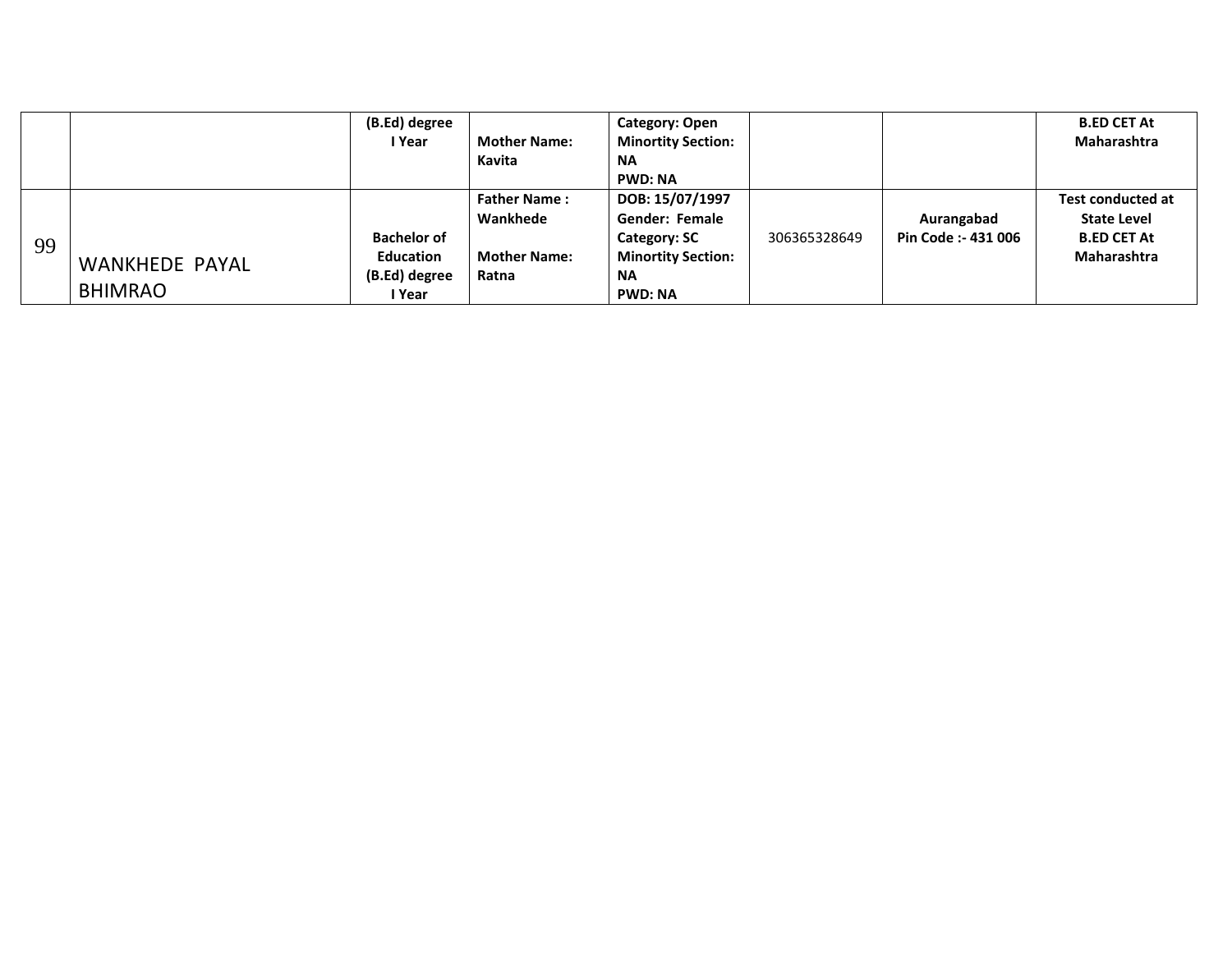| | | | | | | | |
|---|---|---|---|---|---|---|---|
| | | **(B.Ed) degree I Year** | **Mother Name: Kavita** | **Category: Open Minortity Section: NA PWD: NA** | | | **B.ED CET At Maharashtra** |
| 99 | WANKHEDE PAYAL BHIMRAO | **Bachelor of Education (B.Ed) degree I Year** | **Father Name : Wankhede**<br>**Mother Name: Ratna** | **DOB: 15/07/1997 Gender: Female Category: SC Minortity Section: NA PWD: NA** | 306365328649 | **Aurangabad Pin Code :- 431 006** | **Test conducted at State Level B.ED CET At Maharashtra** |